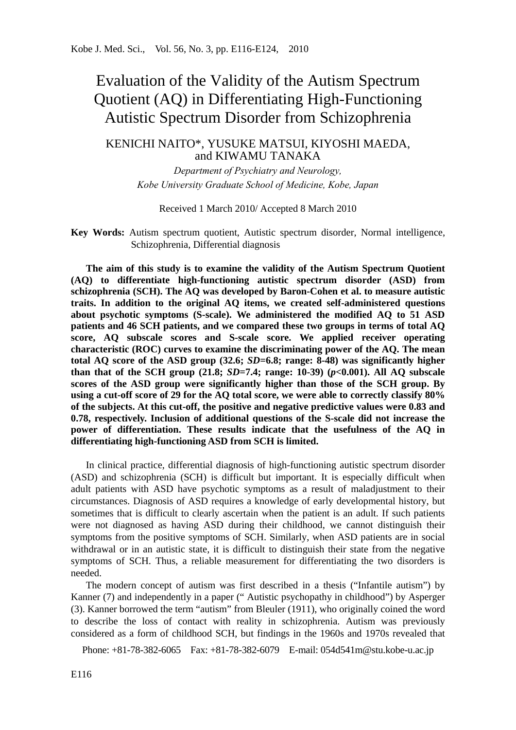# Evaluation of the Validity of the Autism Spectrum Quotient (AQ) in Differentiating High-Functioning Autistic Spectrum Disorder from Schizophrenia

KENICHI NAITO*, YUSUKE MATSUI, KIYOSHI MAEDA, and KIWAMU TANAKA

*Department of Psychiatry and Neurology, Kobe University Graduate School of Medicine, Kobe, Japan*

Received 1 March 2010/ Accepted 8 March 2010

**Key Words:** Autism spectrum quotient, Autistic spectrum disorder, Normal intelligence, Schizophrenia, Differential diagnosis

**The aim of this study is to examine the validity of the Autism Spectrum Quotient (AQ) to differentiate high-functioning autistic spectrum disorder (ASD) from schizophrenia (SCH). The AQ was developed by Baron-Cohen et al. to measure autistic traits. In addition to the original AQ items, we created self-administered questions about psychotic symptoms (S-scale). We administered the modified AQ to 51 ASD patients and 46 SCH patients, and we compared these two groups in terms of total AQ score, AQ subscale scores and S-scale score. We applied receiver operating characteristic (ROC) curves to examine the discriminating power of the AQ. The mean total AQ score of the ASD group (32.6; *SD*=6.8; range: 8-48) was significantly higher than that of the SCH group (21.8; *SD*=7.4; range: 10-39) ($p$<0.001). All AQ subscale scores of the ASD group were significantly higher than those of the SCH group. By using a cut-off score of 29 for the AQ total score, we were able to correctly classify 80% of the subjects. At this cut-off, the positive and negative predictive values were 0.83 and 0.78, respectively. Inclusion of additional questions of the S-scale did not increase the power of differentiation. These results indicate that the usefulness of the AQ in differentiating high-functioning ASD from SCH is limited.**

In clinical practice, differential diagnosis of high-functioning autistic spectrum disorder (ASD) and schizophrenia (SCH) is difficult but important. It is especially difficult when adult patients with ASD have psychotic symptoms as a result of maladjustment to their circumstances. Diagnosis of ASD requires a knowledge of early developmental history, but sometimes that is difficult to clearly ascertain when the patient is an adult. If such patients were not diagnosed as having ASD during their childhood, we cannot distinguish their symptoms from the positive symptoms of SCH. Similarly, when ASD patients are in social withdrawal or in an autistic state, it is difficult to distinguish their state from the negative symptoms of SCH. Thus, a reliable measurement for differentiating the two disorders is needed.

The modern concept of autism was first described in a thesis ("Infantile autism") by Kanner (7) and independently in a paper (" Autistic psychopathy in childhood") by Asperger (3). Kanner borrowed the term "autism" from Bleuler (1911), who originally coined the word to describe the loss of contact with reality in schizophrenia. Autism was previously considered as a form of childhood SCH, but findings in the 1960s and 1970s revealed that

Phone: +81-78-382-6065 Fax: +81-78-382-6079 E-mail: 054d541m@stu.kobe-u.ac.jp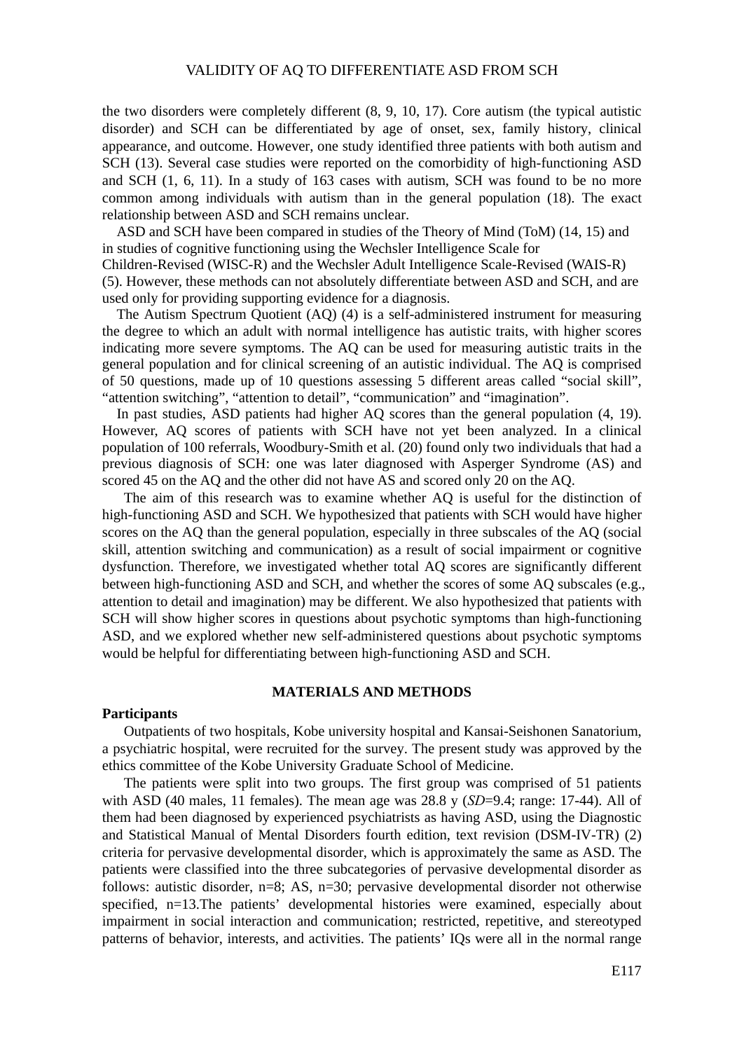the two disorders were completely different (8, 9, 10, 17). Core autism (the typical autistic disorder) and SCH can be differentiated by age of onset, sex, family history, clinical appearance, and outcome. However, one study identified three patients with both autism and SCH (13). Several case studies were reported on the comorbidity of high-functioning ASD and SCH (1, 6, 11). In a study of 163 cases with autism, SCH was found to be no more common among individuals with autism than in the general population (18). The exact relationship between ASD and SCH remains unclear.

ASD and SCH have been compared in studies of the Theory of Mind (ToM) (14, 15) and in studies of cognitive functioning using the Wechsler Intelligence Scale for Children-Revised (WISC-R) and the Wechsler Adult Intelligence Scale-Revised (WAIS-R) (5). However, these methods can not absolutely differentiate between ASD and SCH, and are used only for providing supporting evidence for a diagnosis.

The Autism Spectrum Quotient (AQ) (4) is a self-administered instrument for measuring the degree to which an adult with normal intelligence has autistic traits, with higher scores indicating more severe symptoms. The AQ can be used for measuring autistic traits in the general population and for clinical screening of an autistic individual. The AQ is comprised of 50 questions, made up of 10 questions assessing 5 different areas called "social skill", "attention switching", "attention to detail", "communication" and "imagination".

In past studies, ASD patients had higher AQ scores than the general population (4, 19). However, AQ scores of patients with SCH have not yet been analyzed. In a clinical population of 100 referrals, Woodbury-Smith et al. (20) found only two individuals that had a previous diagnosis of SCH: one was later diagnosed with Asperger Syndrome (AS) and scored 45 on the AQ and the other did not have AS and scored only 20 on the AQ.

The aim of this research was to examine whether AQ is useful for the distinction of high-functioning ASD and SCH. We hypothesized that patients with SCH would have higher scores on the AQ than the general population, especially in three subscales of the AQ (social skill, attention switching and communication) as a result of social impairment or cognitive dysfunction. Therefore, we investigated whether total AQ scores are significantly different between high-functioning ASD and SCH, and whether the scores of some AQ subscales (e.g., attention to detail and imagination) may be different. We also hypothesized that patients with SCH will show higher scores in questions about psychotic symptoms than high-functioning ASD, and we explored whether new self-administered questions about psychotic symptoms would be helpful for differentiating between high-functioning ASD and SCH.

## MATERIALS AND METHODS

### Participants

Outpatients of two hospitals, Kobe university hospital and Kansai-Seishonen Sanatorium, a psychiatric hospital, were recruited for the survey. The present study was approved by the ethics committee of the Kobe University Graduate School of Medicine.

The patients were split into two groups. The first group was comprised of 51 patients with ASD (40 males, 11 females). The mean age was 28.8 y (*SD*=9.4; range: 17-44). All of them had been diagnosed by experienced psychiatrists as having ASD, using the Diagnostic and Statistical Manual of Mental Disorders fourth edition, text revision (DSM-IV-TR) (2) criteria for pervasive developmental disorder, which is approximately the same as ASD. The patients were classified into the three subcategories of pervasive developmental disorder as follows: autistic disorder, n=8; AS, n=30; pervasive developmental disorder not otherwise specified, n=13.The patients' developmental histories were examined, especially about impairment in social interaction and communication; restricted, repetitive, and stereotyped patterns of behavior, interests, and activities. The patients' IQs were all in the normal range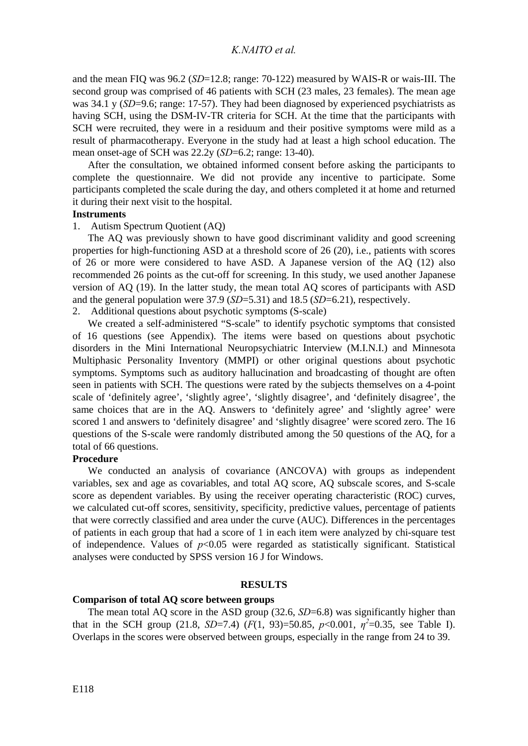and the mean FIQ was 96.2 (*SD*=12.8; range: 70-122) measured by WAIS-R or wais-III. The second group was comprised of 46 patients with SCH (23 males, 23 females). The mean age was 34.1 y (*SD*=9.6; range: 17-57). They had been diagnosed by experienced psychiatrists as having SCH, using the DSM-IV-TR criteria for SCH. At the time that the participants with SCH were recruited, they were in a residuum and their positive symptoms were mild as a result of pharmacotherapy. Everyone in the study had at least a high school education. The mean onset-age of SCH was 22.2y (*SD*=6.2; range: 13-40).

After the consultation, we obtained informed consent before asking the participants to complete the questionnaire. We did not provide any incentive to participate. Some participants completed the scale during the day, and others completed it at home and returned it during their next visit to the hospital.

**Instruments**

1. Autism Spectrum Quotient (AQ)

The AQ was previously shown to have good discriminant validity and good screening properties for high-functioning ASD at a threshold score of 26 (20), i.e., patients with scores of 26 or more were considered to have ASD. A Japanese version of the AQ (12) also recommended 26 points as the cut-off for screening. In this study, we used another Japanese version of AQ (19). In the latter study, the mean total AQ scores of participants with ASD and the general population were 37.9 (*SD*=5.31) and 18.5 (*SD*=6.21), respectively.

2. Additional questions about psychotic symptoms (S-scale)

We created a self-administered "S-scale" to identify psychotic symptoms that consisted of 16 questions (see Appendix). The items were based on questions about psychotic disorders in the Mini International Neuropsychiatric Interview (M.I.N.I.) and Minnesota Multiphasic Personality Inventory (MMPI) or other original questions about psychotic symptoms. Symptoms such as auditory hallucination and broadcasting of thought are often seen in patients with SCH. The questions were rated by the subjects themselves on a 4-point scale of 'definitely agree', 'slightly agree', 'slightly disagree', and 'definitely disagree', the same choices that are in the AQ. Answers to 'definitely agree' and 'slightly agree' were scored 1 and answers to 'definitely disagree' and 'slightly disagree' were scored zero. The 16 questions of the S-scale were randomly distributed among the 50 questions of the AQ, for a total of 66 questions.

**Procedure**

We conducted an analysis of covariance (ANCOVA) with groups as independent variables, sex and age as covariables, and total AQ score, AQ subscale scores, and S-scale score as dependent variables. By using the receiver operating characteristic (ROC) curves, we calculated cut-off scores, sensitivity, specificity, predictive values, percentage of patients that were correctly classified and area under the curve (AUC). Differences in the percentages of patients in each group that had a score of 1 in each item were analyzed by chi-square test of independence. Values of $p<0.05$ were regarded as statistically significant. Statistical analyses were conducted by SPSS version 16 J for Windows.

## RESULTS

**Comparison of total AQ score between groups**

The mean total AQ score in the ASD group (32.6, *SD*=6.8) was significantly higher than that in the SCH group (21.8, *SD*=7.4) ($F(1, 93)=50.85$, $p<0.001$, $\eta^2=0.35$, see Table I). Overlaps in the scores were observed between groups, especially in the range from 24 to 39.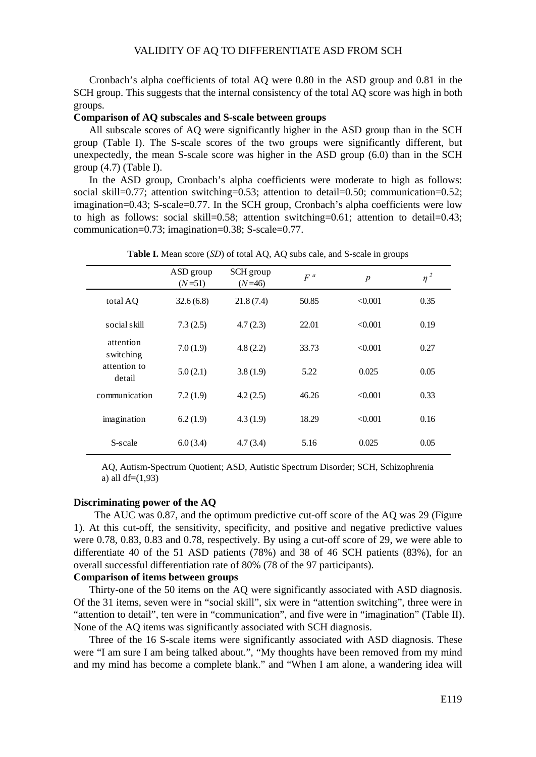Cronbach's alpha coefficients of total AQ were 0.80 in the ASD group and 0.81 in the SCH group. This suggests that the internal consistency of the total AQ score was high in both groups.

**Comparison of AQ subscales and S-scale between groups**

All subscale scores of AQ were significantly higher in the ASD group than in the SCH group (Table I). The S-scale scores of the two groups were significantly different, but unexpectedly, the mean S-scale score was higher in the ASD group (6.0) than in the SCH group (4.7) (Table I).

In the ASD group, Cronbach's alpha coefficients were moderate to high as follows: social skill=0.77; attention switching=0.53; attention to detail=0.50; communication=0.52; imagination=0.43; S-scale=0.77. In the SCH group, Cronbach's alpha coefficients were low to high as follows: social skill=0.58; attention switching=0.61; attention to detail=0.43; communication=0.73; imagination=0.38; S-scale=0.77.

**Table I.** Mean score (*SD*) of total AQ, AQ subs cale, and S-scale in groups

| | ASD group ($N$=51) | SCH group ($N$=46) | $F^{a}$ | $p$ | $\eta^{2}$ |
|---|---|---|---|---|---|
| total AQ | 32.6 (6.8) | 21.8 (7.4) | 50.85 | <0.001 | 0.35 |
| social skill | 7.3 (2.5) | 4.7 (2.3) | 22.01 | <0.001 | 0.19 |
| attention switching | 7.0 (1.9) | 4.8 (2.2) | 33.73 | <0.001 | 0.27 |
| attention to detail | 5.0 (2.1) | 3.8 (1.9) | 5.22 | 0.025 | 0.05 |
| communication | 7.2 (1.9) | 4.2 (2.5) | 46.26 | <0.001 | 0.33 |
| imagination | 6.2 (1.9) | 4.3 (1.9) | 18.29 | <0.001 | 0.16 |
| S-scale | 6.0 (3.4) | 4.7 (3.4) | 5.16 | 0.025 | 0.05 |

AQ, Autism-Spectrum Quotient; ASD, Autistic Spectrum Disorder; SCH, Schizophrenia
a) all df=(1,93)

**Discriminating power of the AQ**

The AUC was 0.87, and the optimum predictive cut-off score of the AQ was 29 (Figure 1). At this cut-off, the sensitivity, specificity, and positive and negative predictive values were 0.78, 0.83, 0.83 and 0.78, respectively. By using a cut-off score of 29, we were able to differentiate 40 of the 51 ASD patients (78%) and 38 of 46 SCH patients (83%), for an overall successful differentiation rate of 80% (78 of the 97 participants).

**Comparison of items between groups**

Thirty-one of the 50 items on the AQ were significantly associated with ASD diagnosis. Of the 31 items, seven were in "social skill", six were in "attention switching", three were in "attention to detail", ten were in "communication", and five were in "imagination" (Table II). None of the AQ items was significantly associated with SCH diagnosis.

Three of the 16 S-scale items were significantly associated with ASD diagnosis. These were "I am sure I am being talked about.", "My thoughts have been removed from my mind and my mind has become a complete blank." and "When I am alone, a wandering idea will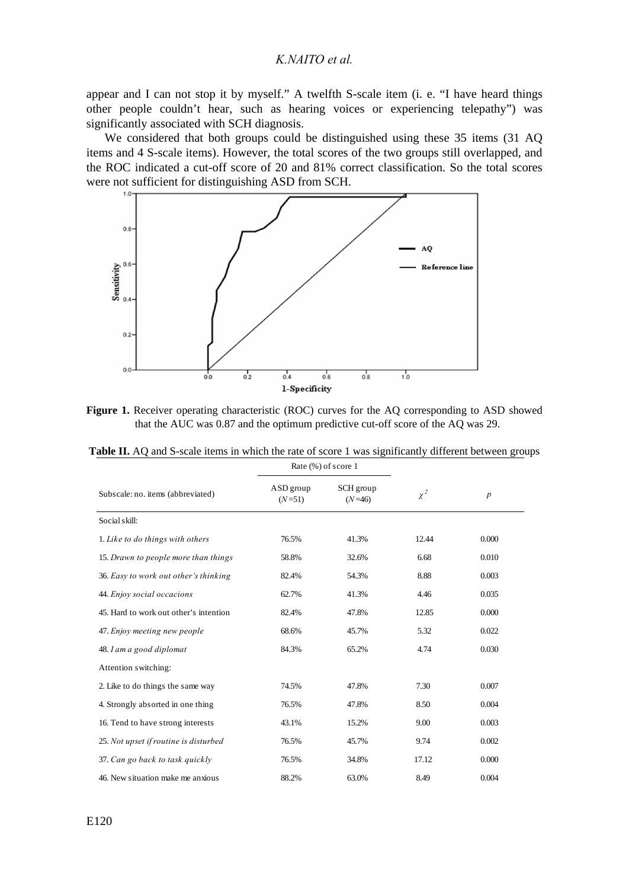appear and I can not stop it by myself." A twelfth S-scale item (i. e. "I have heard things other people couldn't hear, such as hearing voices or experiencing telepathy") was significantly associated with SCH diagnosis.

We considered that both groups could be distinguished using these 35 items (31 AQ items and 4 S-scale items). However, the total scores of the two groups still overlapped, and the ROC indicated a cut-off score of 20 and 81% correct classification. So the total scores were not sufficient for distinguishing ASD from SCH.

**Figure 1.** Receiver operating characteristic (ROC) curves for the AQ corresponding to ASD showed that the AUC was 0.87 and the optimum predictive cut-off score of the AQ was 29.

**Table II.** AQ and S-scale items in which the rate of score 1 was significantly different between groups

| Subscale: no. items (abbreviated) | Rate (%) of score 1 | | | |
|---|---|---|---|---|
| | ASD group ($N$=51) | SCH group ($N$=46) | $\chi^2$ | $p$ |
| Social skill: | | | | |
| 1. *Like to do things with others* | 76.5% | 41.3% | 12.44 | 0.000 |
| 15. *Drawn to people more than things* | 58.8% | 32.6% | 6.68 | 0.010 |
| 36. *Easy to work out other's thinking* | 82.4% | 54.3% | 8.88 | 0.003 |
| 44. *Enjoy social occacions* | 62.7% | 41.3% | 4.46 | 0.035 |
| 45. Hard to work out other's intention | 82.4% | 47.8% | 12.85 | 0.000 |
| 47. *Enjoy meeting new people* | 68.6% | 45.7% | 5.32 | 0.022 |
| 48. *I am a good diplomat* | 84.3% | 65.2% | 4.74 | 0.030 |
| Attention switching: | | | | |
| 2. Like to do things the same way | 74.5% | 47.8% | 7.30 | 0.007 |
| 4. Strongly absorted in one thing | 76.5% | 47.8% | 8.50 | 0.004 |
| 16. Tend to have strong interests | 43.1% | 15.2% | 9.00 | 0.003 |
| 25. *Not upset if routine is disturbed* | 76.5% | 45.7% | 9.74 | 0.002 |
| 37. *Can go back to task quickly* | 76.5% | 34.8% | 17.12 | 0.000 |
| 46. New situation make me anxious | 88.2% | 63.0% | 8.49 | 0.004 |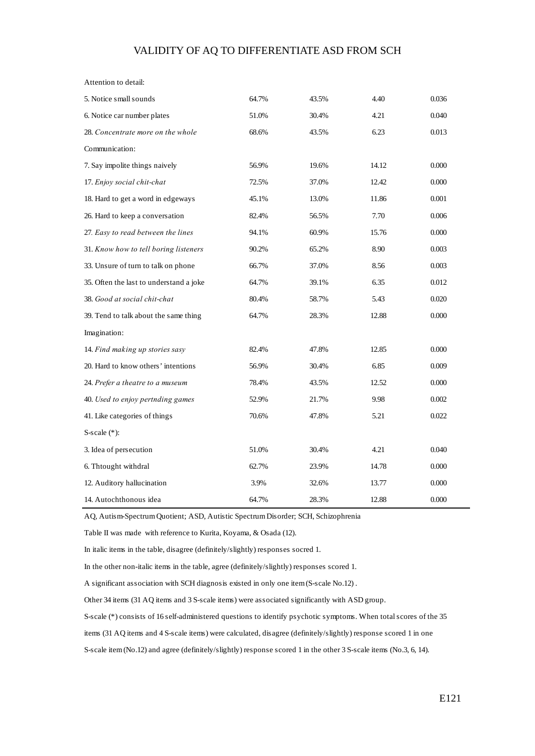| | | | | |
|---|---|---|---|---|
| Attention to detail: | | | | |
| 5. Notice small sounds | 64.7% | 43.5% | 4.40 | 0.036 |
| 6. Notice car number plates | 51.0% | 30.4% | 4.21 | 0.040 |
| 28. *Concentrate more on the whole* | 68.6% | 43.5% | 6.23 | 0.013 |
| Communication: | | | | |
| 7. Say impolite things naively | 56.9% | 19.6% | 14.12 | 0.000 |
| 17. *Enjoy social chit-chat* | 72.5% | 37.0% | 12.42 | 0.000 |
| 18. Hard to get a word in edgeways | 45.1% | 13.0% | 11.86 | 0.001 |
| 26. Hard to keep a conversation | 82.4% | 56.5% | 7.70 | 0.006 |
| 27. *Easy to read between the lines* | 94.1% | 60.9% | 15.76 | 0.000 |
| 31. *Know how to tell boring listeners* | 90.2% | 65.2% | 8.90 | 0.003 |
| 33. Unsure of turn to talk on phone | 66.7% | 37.0% | 8.56 | 0.003 |
| 35. Often the last to understand a joke | 64.7% | 39.1% | 6.35 | 0.012 |
| 38. *Good at social chit-chat* | 80.4% | 58.7% | 5.43 | 0.020 |
| 39. Tend to talk about the same thing | 64.7% | 28.3% | 12.88 | 0.000 |
| Imagination: | | | | |
| 14. *Find making up stories sasy* | 82.4% | 47.8% | 12.85 | 0.000 |
| 20. Hard to know others' intentions | 56.9% | 30.4% | 6.85 | 0.009 |
| 24. *Prefer a theatre to a museum* | 78.4% | 43.5% | 12.52 | 0.000 |
| 40. *Used to enjoy pertnding games* | 52.9% | 21.7% | 9.98 | 0.002 |
| 41. Like categories of things | 70.6% | 47.8% | 5.21 | 0.022 |
| S-scale (*): | | | | |
| 3. Idea of persecution | 51.0% | 30.4% | 4.21 | 0.040 |
| 6. Thtought withdral | 62.7% | 23.9% | 14.78 | 0.000 |
| 12. Auditory hallucination | 3.9% | 32.6% | 13.77 | 0.000 |
| 14. Autochthonous idea | 64.7% | 28.3% | 12.88 | 0.000 |

AQ, Autism-Spectrum Quotient; ASD, Autistic Spectrum Disorder; SCH, Schizophrenia

Table II was made with reference to Kurita, Koyama, & Osada (12).

In italic items in the table, disagree (definitely/slightly) responses socred 1.

In the other non-italic items in the table, agree (definitely/slightly) responses scored 1.

A significant association with SCH diagnosis existed in only one item (S-scale No.12).

Other 34 items (31 AQ items and 3 S-scale items) were associated significantly with ASD group.

S-scale (*) consists of 16 self-administered questions to identify psychotic symptoms. When total scores of the 35 items (31 AQ items and 4 S-scale items) were calculated, disagree (definitely/slightly) response scored 1 in one S-scale item (No.12) and agree (definitely/slightly) response scored 1 in the other 3 S-scale items (No.3, 6, 14).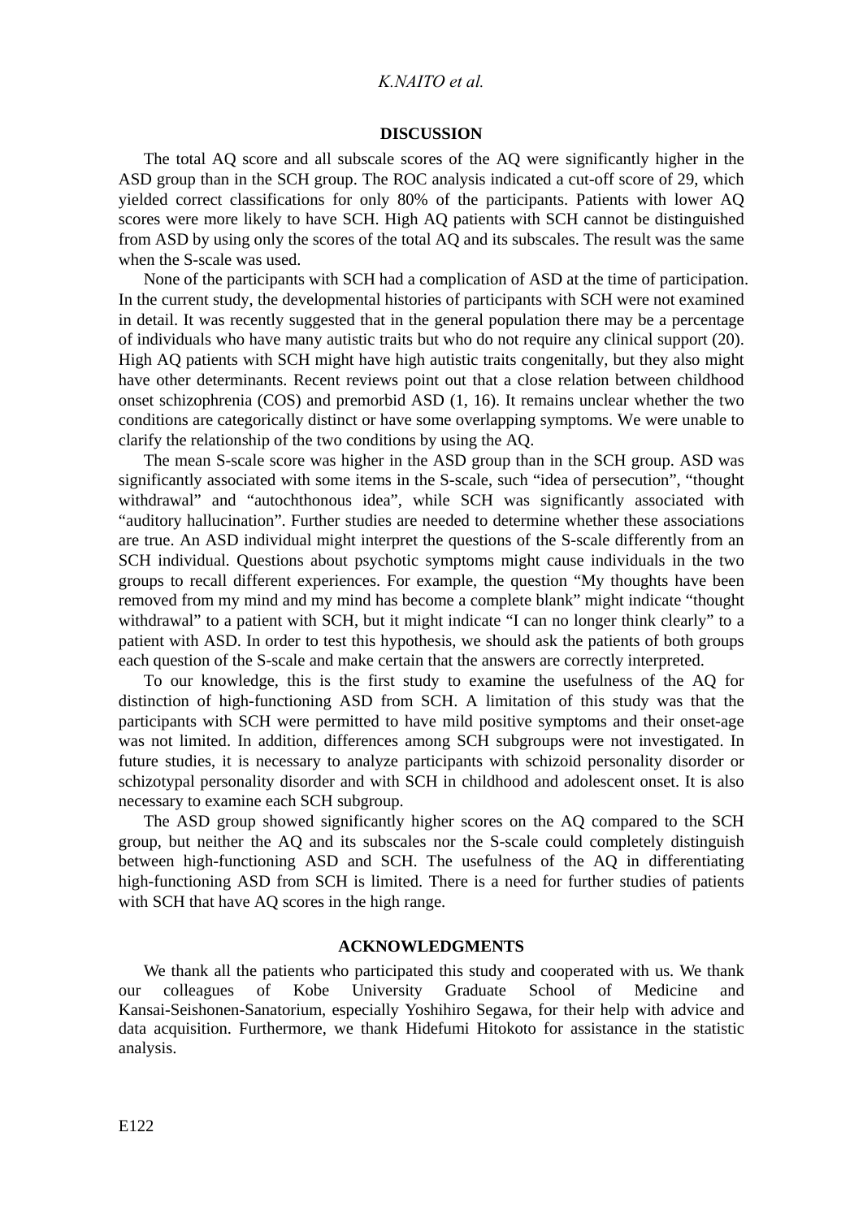## DISCUSSION

The total AQ score and all subscale scores of the AQ were significantly higher in the ASD group than in the SCH group. The ROC analysis indicated a cut-off score of 29, which yielded correct classifications for only 80% of the participants. Patients with lower AQ scores were more likely to have SCH. High AQ patients with SCH cannot be distinguished from ASD by using only the scores of the total AQ and its subscales. The result was the same when the S-scale was used.

None of the participants with SCH had a complication of ASD at the time of participation. In the current study, the developmental histories of participants with SCH were not examined in detail. It was recently suggested that in the general population there may be a percentage of individuals who have many autistic traits but who do not require any clinical support (20). High AQ patients with SCH might have high autistic traits congenitally, but they also might have other determinants. Recent reviews point out that a close relation between childhood onset schizophrenia (COS) and premorbid ASD (1, 16). It remains unclear whether the two conditions are categorically distinct or have some overlapping symptoms. We were unable to clarify the relationship of the two conditions by using the AQ.

The mean S-scale score was higher in the ASD group than in the SCH group. ASD was significantly associated with some items in the S-scale, such "idea of persecution", "thought withdrawal" and "autochthonous idea", while SCH was significantly associated with "auditory hallucination". Further studies are needed to determine whether these associations are true. An ASD individual might interpret the questions of the S-scale differently from an SCH individual. Questions about psychotic symptoms might cause individuals in the two groups to recall different experiences. For example, the question "My thoughts have been removed from my mind and my mind has become a complete blank" might indicate "thought withdrawal" to a patient with SCH, but it might indicate "I can no longer think clearly" to a patient with ASD. In order to test this hypothesis, we should ask the patients of both groups each question of the S-scale and make certain that the answers are correctly interpreted.

To our knowledge, this is the first study to examine the usefulness of the AQ for distinction of high-functioning ASD from SCH. A limitation of this study was that the participants with SCH were permitted to have mild positive symptoms and their onset-age was not limited. In addition, differences among SCH subgroups were not investigated. In future studies, it is necessary to analyze participants with schizoid personality disorder or schizotypal personality disorder and with SCH in childhood and adolescent onset. It is also necessary to examine each SCH subgroup.

The ASD group showed significantly higher scores on the AQ compared to the SCH group, but neither the AQ and its subscales nor the S-scale could completely distinguish between high-functioning ASD and SCH. The usefulness of the AQ in differentiating high-functioning ASD from SCH is limited. There is a need for further studies of patients with SCH that have AQ scores in the high range.

## ACKNOWLEDGMENTS

We thank all the patients who participated this study and cooperated with us. We thank our colleagues of Kobe University Graduate School of Medicine and Kansai-Seishonen-Sanatorium, especially Yoshihiro Segawa, for their help with advice and data acquisition. Furthermore, we thank Hidefumi Hitokoto for assistance in the statistic analysis.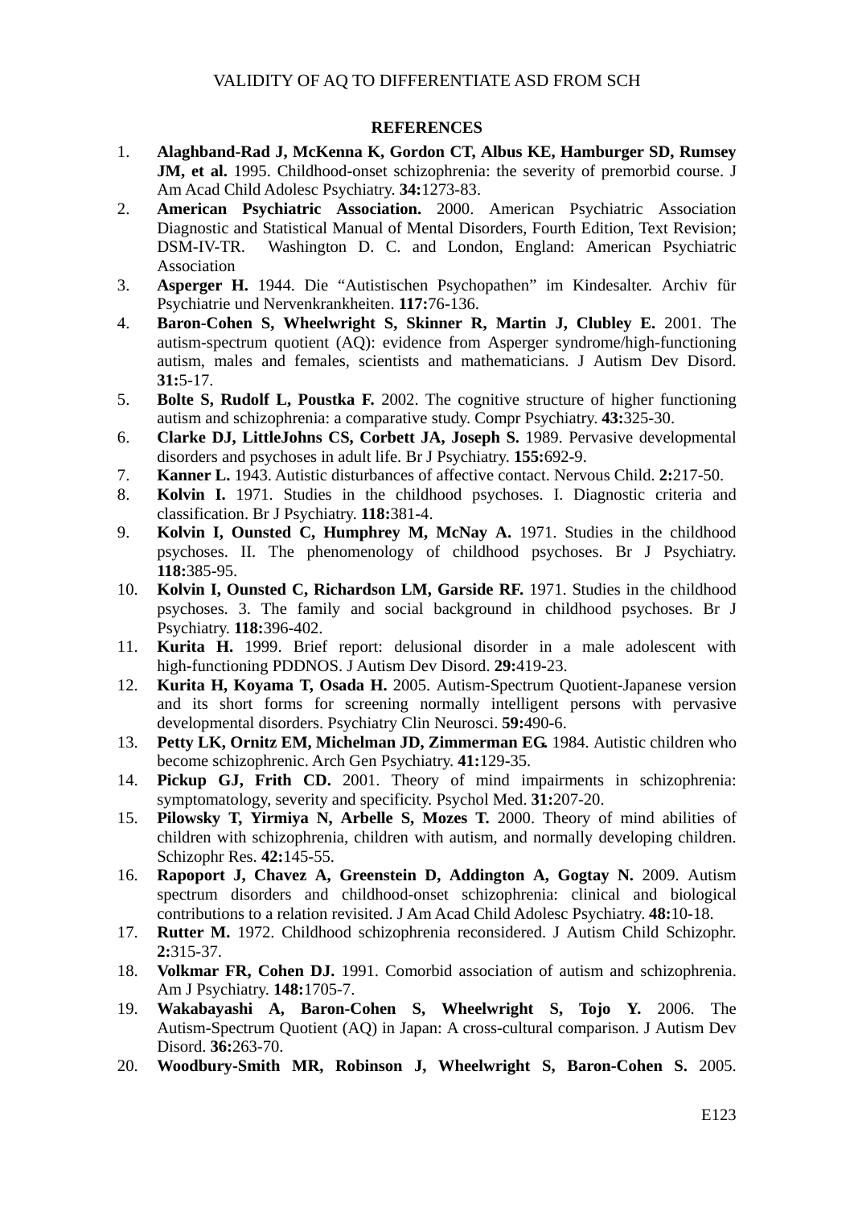## REFERENCES

1. **Alaghband-Rad J, McKenna K, Gordon CT, Albus KE, Hamburger SD, Rumsey JM, et al.** 1995. Childhood-onset schizophrenia: the severity of premorbid course. J Am Acad Child Adolesc Psychiatry. **34:**1273-83.
2. **American Psychiatric Association.** 2000. American Psychiatric Association Diagnostic and Statistical Manual of Mental Disorders, Fourth Edition, Text Revision; DSM-IV-TR. Washington D. C. and London, England: American Psychiatric Association
3. **Asperger H.** 1944. Die "Autistischen Psychopathen" im Kindesalter. Archiv für Psychiatrie und Nervenkrankheiten. **117:**76-136.
4. **Baron-Cohen S, Wheelwright S, Skinner R, Martin J, Clubley E.** 2001. The autism-spectrum quotient (AQ): evidence from Asperger syndrome/high-functioning autism, males and females, scientists and mathematicians. J Autism Dev Disord. **31:**5-17.
5. **Bolte S, Rudolf L, Poustka F.** 2002. The cognitive structure of higher functioning autism and schizophrenia: a comparative study. Compr Psychiatry. **43:**325-30.
6. **Clarke DJ, LittleJohns CS, Corbett JA, Joseph S.** 1989. Pervasive developmental disorders and psychoses in adult life. Br J Psychiatry. **155:**692-9.
7. **Kanner L.** 1943. Autistic disturbances of affective contact. Nervous Child. **2:**217-50.
8. **Kolvin I.** 1971. Studies in the childhood psychoses. I. Diagnostic criteria and classification. Br J Psychiatry. **118:**381-4.
9. **Kolvin I, Ounsted C, Humphrey M, McNay A.** 1971. Studies in the childhood psychoses. II. The phenomenology of childhood psychoses. Br J Psychiatry. **118:**385-95.
10. **Kolvin I, Ounsted C, Richardson LM, Garside RF.** 1971. Studies in the childhood psychoses. 3. The family and social background in childhood psychoses. Br J Psychiatry. **118:**396-402.
11. **Kurita H.** 1999. Brief report: delusional disorder in a male adolescent with high-functioning PDDNOS. J Autism Dev Disord. **29:**419-23.
12. **Kurita H, Koyama T, Osada H.** 2005. Autism-Spectrum Quotient-Japanese version and its short forms for screening normally intelligent persons with pervasive developmental disorders. Psychiatry Clin Neurosci. **59:**490-6.
13. **Petty LK, Ornitz EM, Michelman JD, Zimmerman EG.** 1984. Autistic children who become schizophrenic. Arch Gen Psychiatry. **41:**129-35.
14. **Pickup GJ, Frith CD.** 2001. Theory of mind impairments in schizophrenia: symptomatology, severity and specificity. Psychol Med. **31:**207-20.
15. **Pilowsky T, Yirmiya N, Arbelle S, Mozes T.** 2000. Theory of mind abilities of children with schizophrenia, children with autism, and normally developing children. Schizophr Res. **42:**145-55.
16. **Rapoport J, Chavez A, Greenstein D, Addington A, Gogtay N.** 2009. Autism spectrum disorders and childhood-onset schizophrenia: clinical and biological contributions to a relation revisited. J Am Acad Child Adolesc Psychiatry. **48:**10-18.
17. **Rutter M.** 1972. Childhood schizophrenia reconsidered. J Autism Child Schizophr. **2:**315-37.
18. **Volkmar FR, Cohen DJ.** 1991. Comorbid association of autism and schizophrenia. Am J Psychiatry. **148:**1705-7.
19. **Wakabayashi A, Baron-Cohen S, Wheelwright S, Tojo Y.** 2006. The Autism-Spectrum Quotient (AQ) in Japan: A cross-cultural comparison. J Autism Dev Disord. **36:**263-70.
20. **Woodbury-Smith MR, Robinson J, Wheelwright S, Baron-Cohen S.** 2005.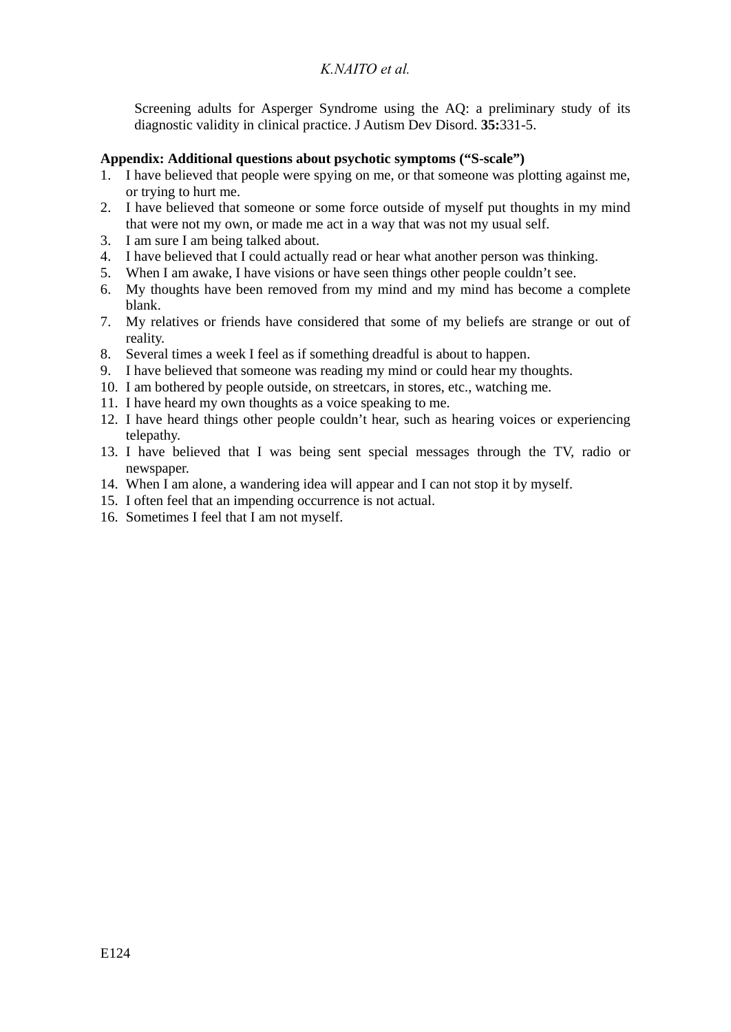Screening adults for Asperger Syndrome using the AQ: a preliminary study of its diagnostic validity in clinical practice. J Autism Dev Disord. **35:**331-5.

**Appendix: Additional questions about psychotic symptoms ("S-scale")**

1. I have believed that people were spying on me, or that someone was plotting against me, or trying to hurt me.
2. I have believed that someone or some force outside of myself put thoughts in my mind that were not my own, or made me act in a way that was not my usual self.
3. I am sure I am being talked about.
4. I have believed that I could actually read or hear what another person was thinking.
5. When I am awake, I have visions or have seen things other people couldn't see.
6. My thoughts have been removed from my mind and my mind has become a complete blank.
7. My relatives or friends have considered that some of my beliefs are strange or out of reality.
8. Several times a week I feel as if something dreadful is about to happen.
9. I have believed that someone was reading my mind or could hear my thoughts.
10. I am bothered by people outside, on streetcars, in stores, etc., watching me.
11. I have heard my own thoughts as a voice speaking to me.
12. I have heard things other people couldn't hear, such as hearing voices or experiencing telepathy.
13. I have believed that I was being sent special messages through the TV, radio or newspaper.
14. When I am alone, a wandering idea will appear and I can not stop it by myself.
15. I often feel that an impending occurrence is not actual.
16. Sometimes I feel that I am not myself.